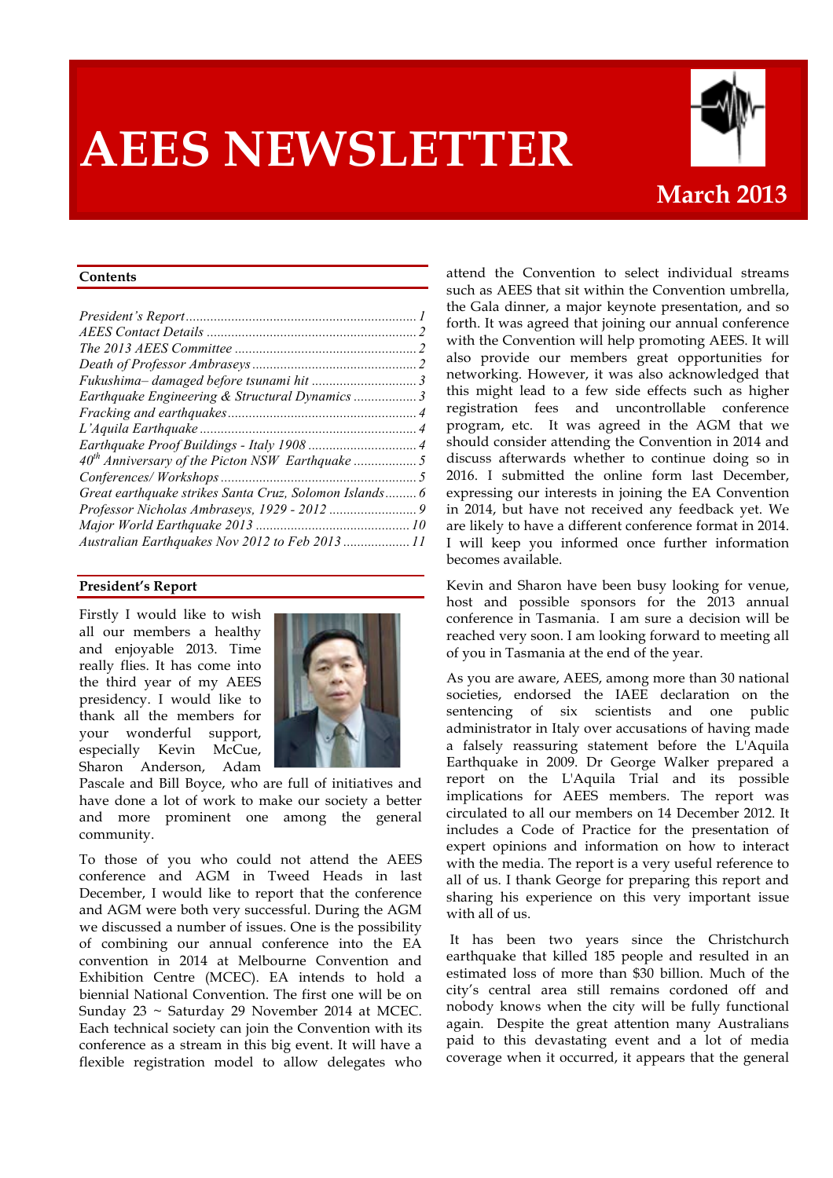# AEES NEWSLETTER

**March 2013**

## Contents

*President's Report* ... 1
*AEES Contact Details* ... 2
*The 2013 AEES Committee* ... 2
*Death of Professor Ambraseys* ... 2
*Fukushima– damaged before tsunami hit* ... 3
*Earthquake Engineering & Structural Dynamics* ... 3
*Fracking and earthquakes* ... 4
*L'Aquila Earthquake* ... 4
*Earthquake Proof Buildings - Italy 1908* ... 4
*40th Anniversary of the Picton NSW Earthquake* ... 5
*Conferences/ Workshops* ... 5
*Great earthquake strikes Santa Cruz, Solomon Islands* ... 6
*Professor Nicholas Ambraseys, 1929 - 2012* ... 9
*Major World Earthquake 2013* ... 10
*Australian Earthquakes Nov 2012 to Feb 2013* ... 11

## President's Report

Firstly I would like to wish all our members a healthy and enjoyable 2013. Time really flies. It has come into the third year of my AEES presidency. I would like to thank all the members for your wonderful support, especially Kevin McCue, Sharon Anderson, Adam Pascale and Bill Boyce, who are full of initiatives and have done a lot of work to make our society a better and more prominent one among the general community.

To those of you who could not attend the AEES conference and AGM in Tweed Heads in last December, I would like to report that the conference and AGM were both very successful. During the AGM we discussed a number of issues. One is the possibility of combining our annual conference into the EA convention in 2014 at Melbourne Convention and Exhibition Centre (MCEC). EA intends to hold a biennial National Convention. The first one will be on Sunday 23 ~ Saturday 29 November 2014 at MCEC. Each technical society can join the Convention with its conference as a stream in this big event. It will have a flexible registration model to allow delegates who attend the Convention to select individual streams such as AEES that sit within the Convention umbrella, the Gala dinner, a major keynote presentation, and so forth. It was agreed that joining our annual conference with the Convention will help promoting AEES. It will also provide our members great opportunities for networking. However, it was also acknowledged that this might lead to a few side effects such as higher registration fees and uncontrollable conference program, etc. It was agreed in the AGM that we should consider attending the Convention in 2014 and discuss afterwards whether to continue doing so in 2016. I submitted the online form last December, expressing our interests in joining the EA Convention in 2014, but have not received any feedback yet. We are likely to have a different conference format in 2014. I will keep you informed once further information becomes available.

Kevin and Sharon have been busy looking for venue, host and possible sponsors for the 2013 annual conference in Tasmania. I am sure a decision will be reached very soon. I am looking forward to meeting all of you in Tasmania at the end of the year.

As you are aware, AEES, among more than 30 national societies, endorsed the IAEE declaration on the sentencing of six scientists and one public administrator in Italy over accusations of having made a falsely reassuring statement before the L'Aquila Earthquake in 2009. Dr George Walker prepared a report on the L'Aquila Trial and its possible implications for AEES members. The report was circulated to all our members on 14 December 2012. It includes a Code of Practice for the presentation of expert opinions and information on how to interact with the media. The report is a very useful reference to all of us. I thank George for preparing this report and sharing his experience on this very important issue with all of us.

It has been two years since the Christchurch earthquake that killed 185 people and resulted in an estimated loss of more than $30 billion. Much of the city's central area still remains cordoned off and nobody knows when the city will be fully functional again. Despite the great attention many Australians paid to this devastating event and a lot of media coverage when it occurred, it appears that the general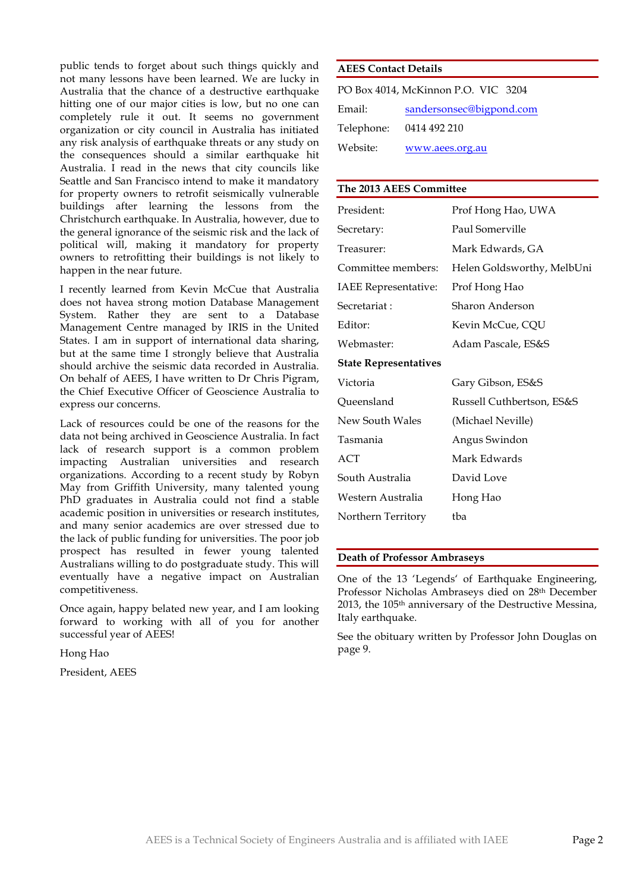public tends to forget about such things quickly and not many lessons have been learned. We are lucky in Australia that the chance of a destructive earthquake hitting one of our major cities is low, but no one can completely rule it out. It seems no government organization or city council in Australia has initiated any risk analysis of earthquake threats or any study on the consequences should a similar earthquake hit Australia. I read in the news that city councils like Seattle and San Francisco intend to make it mandatory for property owners to retrofit seismically vulnerable buildings after learning the lessons from the Christchurch earthquake. In Australia, however, due to the general ignorance of the seismic risk and the lack of political will, making it mandatory for property owners to retrofitting their buildings is not likely to happen in the near future.

I recently learned from Kevin McCue that Australia does not havea strong motion Database Management System. Rather they are sent to a Database Management Centre managed by IRIS in the United States. I am in support of international data sharing, but at the same time I strongly believe that Australia should archive the seismic data recorded in Australia. On behalf of AEES, I have written to Dr Chris Pigram, the Chief Executive Officer of Geoscience Australia to express our concerns.

Lack of resources could be one of the reasons for the data not being archived in Geoscience Australia. In fact lack of research support is a common problem impacting Australian universities and research organizations. According to a recent study by Robyn May from Griffith University, many talented young PhD graduates in Australia could not find a stable academic position in universities or research institutes, and many senior academics are over stressed due to the lack of public funding for universities. The poor job prospect has resulted in fewer young talented Australians willing to do postgraduate study. This will eventually have a negative impact on Australian competitiveness.

Once again, happy belated new year, and I am looking forward to working with all of you for another successful year of AEES!

Hong Hao

President, AEES

## AEES Contact Details

PO Box 4014, McKinnon P.O. VIC 3204

| | |
|---|---|
| Email: | sandersonsec@bigpond.com |
| Telephone: | 0414 492 210 |
| Website: | www.aees.org.au |

## The 2013 AEES Committee

| | |
|---|---|
| President: | Prof Hong Hao, UWA |
| Secretary: | Paul Somerville |
| Treasurer: | Mark Edwards, GA |
| Committee members: | Helen Goldsworthy, MelbUni |
| IAEE Representative: | Prof Hong Hao |
| Secretariat : | Sharon Anderson |
| Editor: | Kevin McCue, CQU |
| Webmaster: | Adam Pascale, ES&S |
| **State Representatives** | |
| Victoria | Gary Gibson, ES&S |
| Queensland | Russell Cuthbertson, ES&S |
| New South Wales | (Michael Neville) |
| Tasmania | Angus Swindon |
| ACT | Mark Edwards |
| South Australia | David Love |
| Western Australia | Hong Hao |
| Northern Territory | tba |

## Death of Professor Ambraseys

One of the 13 'Legends' of Earthquake Engineering, Professor Nicholas Ambraseys died on 28th December 2013, the 105th anniversary of the Destructive Messina, Italy earthquake.

See the obituary written by Professor John Douglas on page 9.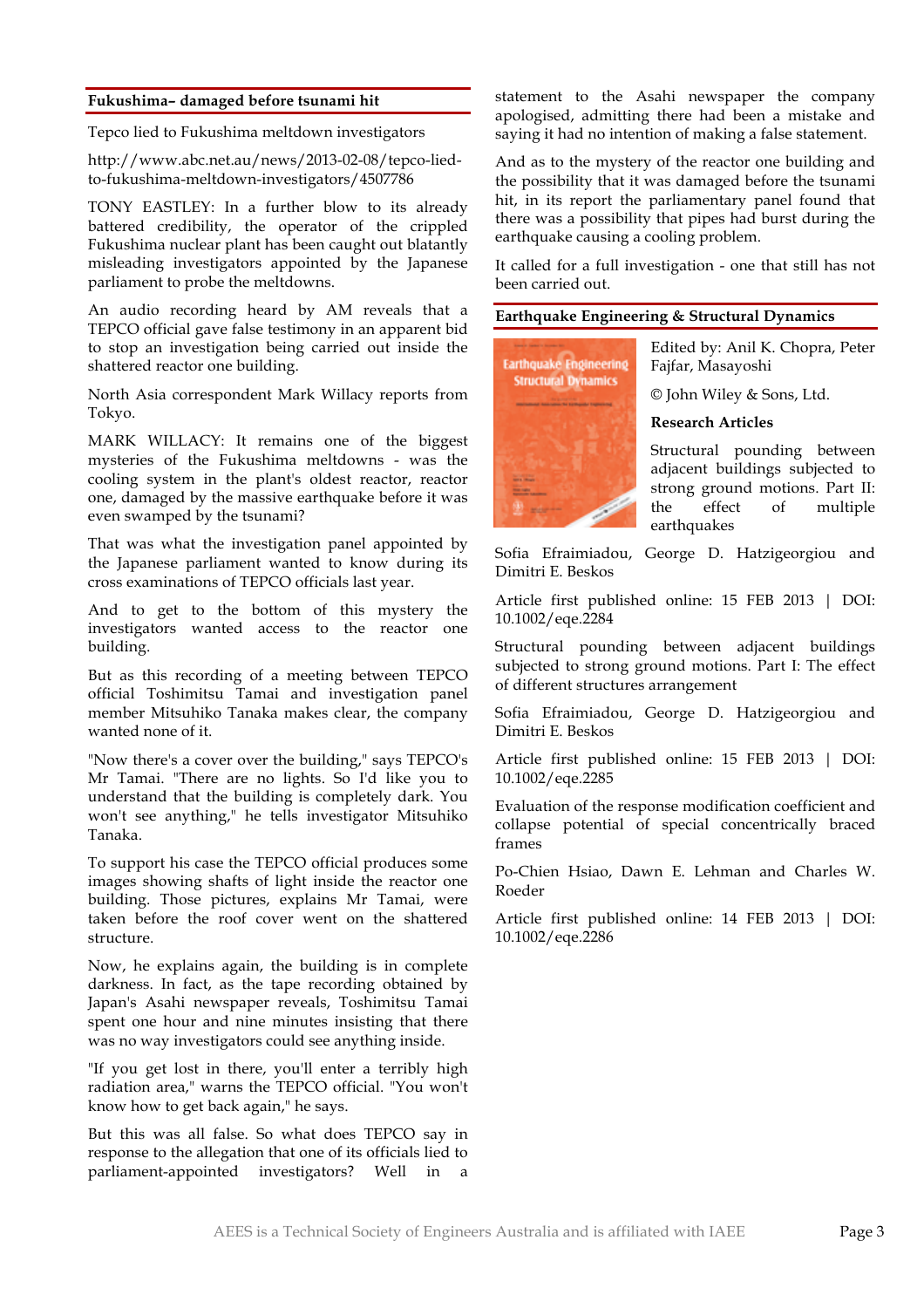## Fukushima– damaged before tsunami hit

Tepco lied to Fukushima meltdown investigators

http://www.abc.net.au/news/2013-02-08/tepco-lied-to-fukushima-meltdown-investigators/4507786

TONY EASTLEY: In a further blow to its already battered credibility, the operator of the crippled Fukushima nuclear plant has been caught out blatantly misleading investigators appointed by the Japanese parliament to probe the meltdowns.

An audio recording heard by AM reveals that a TEPCO official gave false testimony in an apparent bid to stop an investigation being carried out inside the shattered reactor one building.

North Asia correspondent Mark Willacy reports from Tokyo.

MARK WILLACY: It remains one of the biggest mysteries of the Fukushima meltdowns - was the cooling system in the plant's oldest reactor, reactor one, damaged by the massive earthquake before it was even swamped by the tsunami?

That was what the investigation panel appointed by the Japanese parliament wanted to know during its cross examinations of TEPCO officials last year.

And to get to the bottom of this mystery the investigators wanted access to the reactor one building.

But as this recording of a meeting between TEPCO official Toshimitsu Tamai and investigation panel member Mitsuhiko Tanaka makes clear, the company wanted none of it.

"Now there's a cover over the building," says TEPCO's Mr Tamai. "There are no lights. So I'd like you to understand that the building is completely dark. You won't see anything," he tells investigator Mitsuhiko Tanaka.

To support his case the TEPCO official produces some images showing shafts of light inside the reactor one building. Those pictures, explains Mr Tamai, were taken before the roof cover went on the shattered structure.

Now, he explains again, the building is in complete darkness. In fact, as the tape recording obtained by Japan's Asahi newspaper reveals, Toshimitsu Tamai spent one hour and nine minutes insisting that there was no way investigators could see anything inside.

"If you get lost in there, you'll enter a terribly high radiation area," warns the TEPCO official. "You won't know how to get back again," he says.

But this was all false. So what does TEPCO say in response to the allegation that one of its officials lied to parliament-appointed investigators? Well in a statement to the Asahi newspaper the company apologised, admitting there had been a mistake and saying it had no intention of making a false statement.

And as to the mystery of the reactor one building and the possibility that it was damaged before the tsunami hit, in its report the parliamentary panel found that there was a possibility that pipes had burst during the earthquake causing a cooling problem.

It called for a full investigation - one that still has not been carried out.

## Earthquake Engineering & Structural Dynamics

Edited by: Anil K. Chopra, Peter Fajfar, Masayoshi

© John Wiley & Sons, Ltd.

**Research Articles**

Structural pounding between adjacent buildings subjected to strong ground motions. Part II: the effect of multiple earthquakes

Sofia Efraimiadou, George D. Hatzigeorgiou and Dimitri E. Beskos

Article first published online: 15 FEB 2013 | DOI: 10.1002/eqe.2284

Structural pounding between adjacent buildings subjected to strong ground motions. Part I: The effect of different structures arrangement

Sofia Efraimiadou, George D. Hatzigeorgiou and Dimitri E. Beskos

Article first published online: 15 FEB 2013 | DOI: 10.1002/eqe.2285

Evaluation of the response modification coefficient and collapse potential of special concentrically braced frames

Po-Chien Hsiao, Dawn E. Lehman and Charles W. Roeder

Article first published online: 14 FEB 2013 | DOI: 10.1002/eqe.2286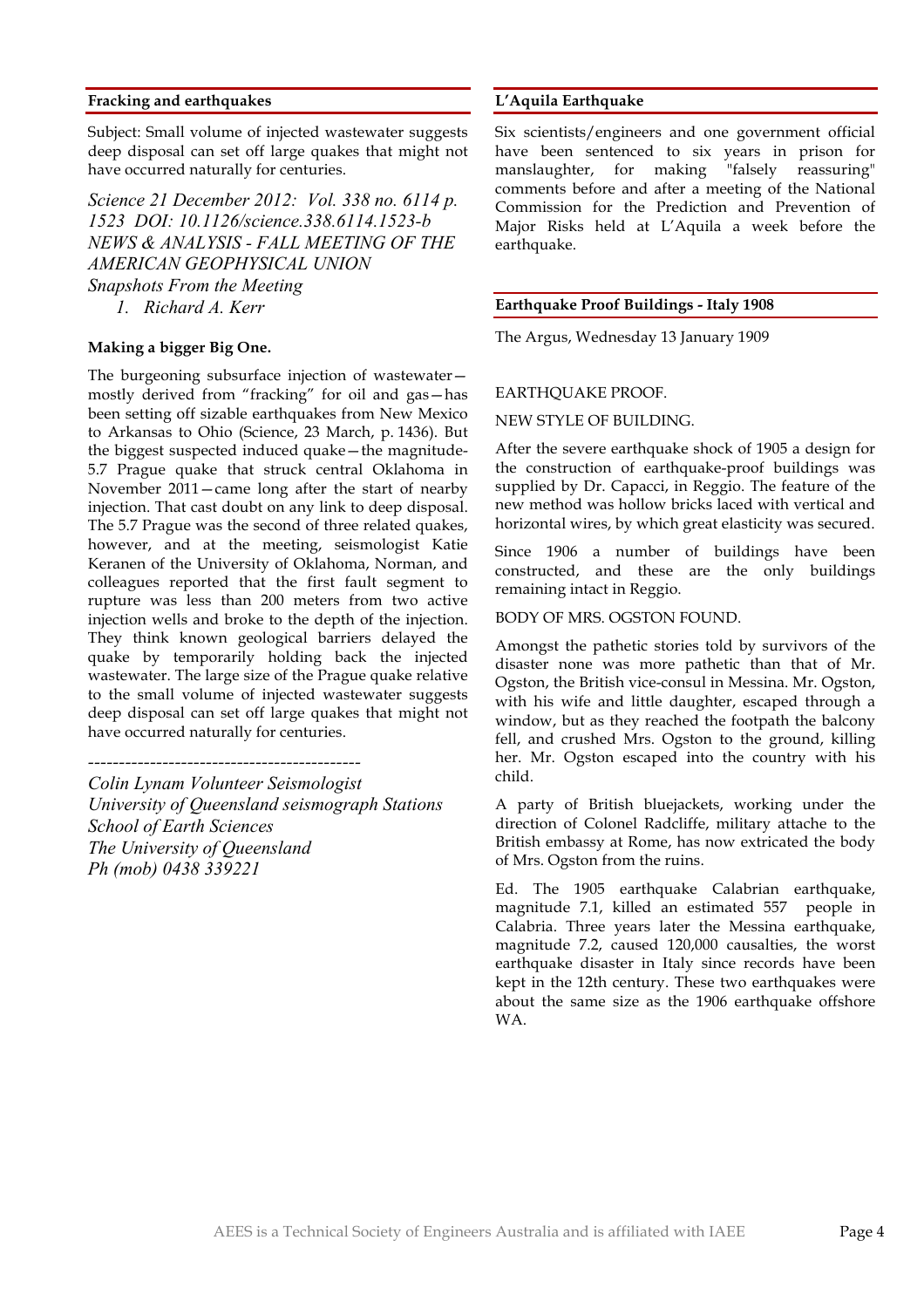## Fracking and earthquakes

Subject: Small volume of injected wastewater suggests deep disposal can set off large quakes that might not have occurred naturally for centuries.

*Science 21 December 2012: Vol. 338 no. 6114 p. 1523 DOI: 10.1126/science.338.6114.1523-b*
*NEWS & ANALYSIS - FALL MEETING OF THE AMERICAN GEOPHYSICAL UNION*
*Snapshots From the Meeting*

1. *Richard A. Kerr*

**Making a bigger Big One.**

The burgeoning subsurface injection of wastewater—mostly derived from "fracking" for oil and gas—has been setting off sizable earthquakes from New Mexico to Arkansas to Ohio (Science, 23 March, p. 1436). But the biggest suspected induced quake—the magnitude-5.7 Prague quake that struck central Oklahoma in November 2011—came long after the start of nearby injection. That cast doubt on any link to deep disposal. The 5.7 Prague was the second of three related quakes, however, and at the meeting, seismologist Katie Keranen of the University of Oklahoma, Norman, and colleagues reported that the first fault segment to rupture was less than 200 meters from two active injection wells and broke to the depth of the injection. They think known geological barriers delayed the quake by temporarily holding back the injected wastewater. The large size of the Prague quake relative to the small volume of injected wastewater suggests deep disposal can set off large quakes that might not have occurred naturally for centuries.

---

*Colin Lynam Volunteer Seismologist*
*University of Queensland seismograph Stations*
*School of Earth Sciences*
*The University of Queensland*
*Ph (mob) 0438 339221*

## L'Aquila Earthquake

Six scientists/engineers and one government official have been sentenced to six years in prison for manslaughter, for making "falsely reassuring" comments before and after a meeting of the National Commission for the Prediction and Prevention of Major Risks held at L'Aquila a week before the earthquake.

## Earthquake Proof Buildings - Italy 1908

The Argus, Wednesday 13 January 1909

EARTHQUAKE PROOF.

NEW STYLE OF BUILDING.

After the severe earthquake shock of 1905 a design for the construction of earthquake-proof buildings was supplied by Dr. Capacci, in Reggio. The feature of the new method was hollow bricks laced with vertical and horizontal wires, by which great elasticity was secured.

Since 1906 a number of buildings have been constructed, and these are the only buildings remaining intact in Reggio.

BODY OF MRS. OGSTON FOUND.

Amongst the pathetic stories told by survivors of the disaster none was more pathetic than that of Mr. Ogston, the British vice-consul in Messina. Mr. Ogston, with his wife and little daughter, escaped through a window, but as they reached the footpath the balcony fell, and crushed Mrs. Ogston to the ground, killing her. Mr. Ogston escaped into the country with his child.

A party of British bluejackets, working under the direction of Colonel Radcliffe, military attache to the British embassy at Rome, has now extricated the body of Mrs. Ogston from the ruins.

Ed. The 1905 earthquake Calabrian earthquake, magnitude 7.1, killed an estimated 557 people in Calabria. Three years later the Messina earthquake, magnitude 7.2, caused 120,000 causalties, the worst earthquake disaster in Italy since records have been kept in the 12th century. These two earthquakes were about the same size as the 1906 earthquake offshore WA.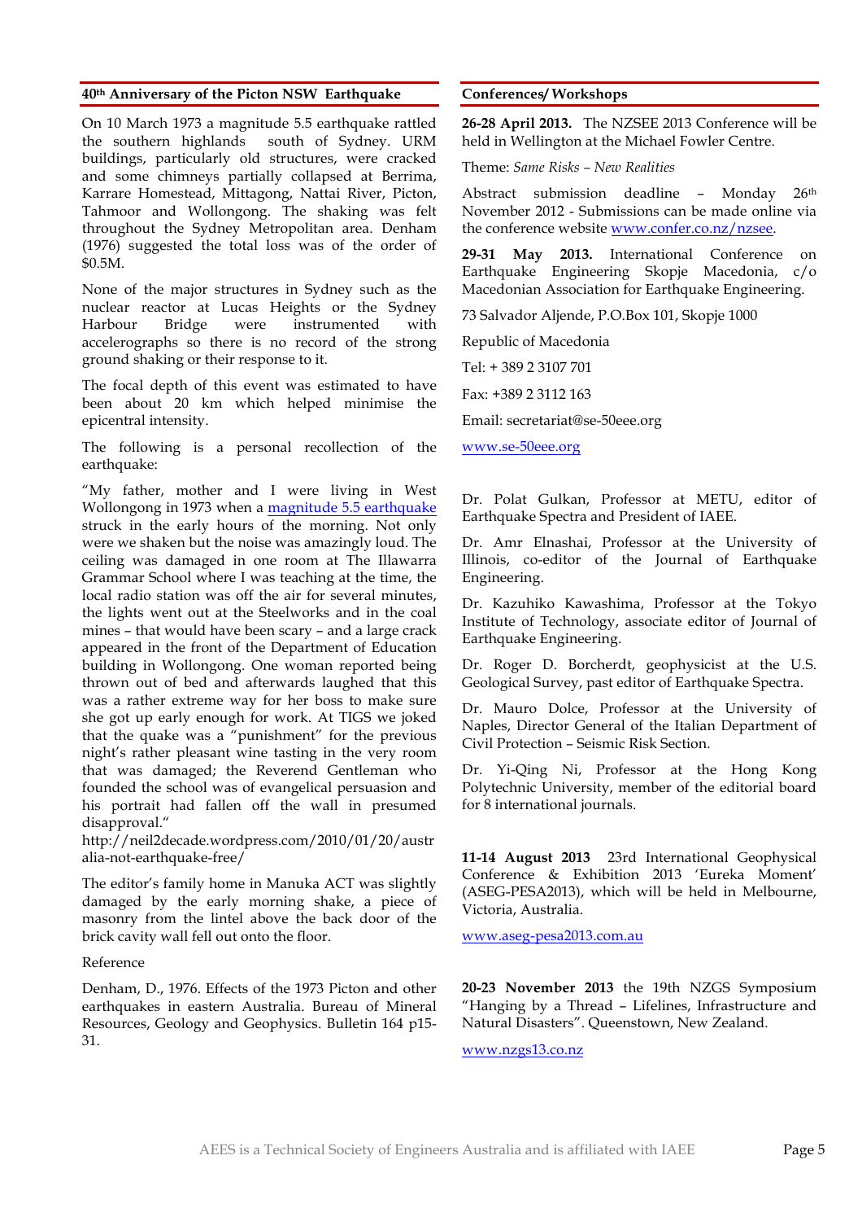## 40th Anniversary of the Picton NSW Earthquake

On 10 March 1973 a magnitude 5.5 earthquake rattled the southern highlands south of Sydney. URM buildings, particularly old structures, were cracked and some chimneys partially collapsed at Berrima, Karrare Homestead, Mittagong, Nattai River, Picton, Tahmoor and Wollongong. The shaking was felt throughout the Sydney Metropolitan area. Denham (1976) suggested the total loss was of the order of $0.5M.

None of the major structures in Sydney such as the nuclear reactor at Lucas Heights or the Sydney Harbour Bridge were instrumented with accelerographs so there is no record of the strong ground shaking or their response to it.

The focal depth of this event was estimated to have been about 20 km which helped minimise the epicentral intensity.

The following is a personal recollection of the earthquake:

"My father, mother and I were living in West Wollongong in 1973 when a [magnitude 5.5 earthquake](#) struck in the early hours of the morning. Not only were we shaken but the noise was amazingly loud. The ceiling was damaged in one room at The Illawarra Grammar School where I was teaching at the time, the local radio station was off the air for several minutes, the lights went out at the Steelworks and in the coal mines – that would have been scary – and a large crack appeared in the front of the Department of Education building in Wollongong. One woman reported being thrown out of bed and afterwards laughed that this was a rather extreme way for her boss to make sure she got up early enough for work. At TIGS we joked that the quake was a "punishment" for the previous night's rather pleasant wine tasting in the very room that was damaged; the Reverend Gentleman who founded the school was of evangelical persuasion and his portrait had fallen off the wall in presumed disapproval."
http://neil2decade.wordpress.com/2010/01/20/australia-not-earthquake-free/

The editor's family home in Manuka ACT was slightly damaged by the early morning shake, a piece of masonry from the lintel above the back door of the brick cavity wall fell out onto the floor.

Reference

Denham, D., 1976. Effects of the 1973 Picton and other earthquakes in eastern Australia. Bureau of Mineral Resources, Geology and Geophysics. Bulletin 164 p15-31.

## Conferences/ Workshops

**26-28 April 2013.** The NZSEE 2013 Conference will be held in Wellington at the Michael Fowler Centre.

Theme: *Same Risks – New Realities*

Abstract submission deadline – Monday 26th November 2012 - Submissions can be made online via the conference website [www.confer.co.nz/nzsee](http://www.confer.co.nz/nzsee).

**29-31 May 2013.** International Conference on Earthquake Engineering Skopje Macedonia, c/o Macedonian Association for Earthquake Engineering.

73 Salvador Aljende, P.O.Box 101, Skopje 1000

Republic of Macedonia

Tel: + 389 2 3107 701

Fax: +389 2 3112 163

Email: secretariat@se-50eee.org

[www.se-50eee.org](http://www.se-50eee.org)

Dr. Polat Gulkan, Professor at METU, editor of Earthquake Spectra and President of IAEE.

Dr. Amr Elnashai, Professor at the University of Illinois, co-editor of the Journal of Earthquake Engineering.

Dr. Kazuhiko Kawashima, Professor at the Tokyo Institute of Technology, associate editor of Journal of Earthquake Engineering.

Dr. Roger D. Borcherdt, geophysicist at the U.S. Geological Survey, past editor of Earthquake Spectra.

Dr. Mauro Dolce, Professor at the University of Naples, Director General of the Italian Department of Civil Protection – Seismic Risk Section.

Dr. Yi-Qing Ni, Professor at the Hong Kong Polytechnic University, member of the editorial board for 8 international journals.

**11-14 August 2013** 23rd International Geophysical Conference & Exhibition 2013 'Eureka Moment' (ASEG-PESA2013), which will be held in Melbourne, Victoria, Australia.

[www.aseg-pesa2013.com.au](http://www.aseg-pesa2013.com.au)

**20-23 November 2013** the 19th NZGS Symposium "Hanging by a Thread – Lifelines, Infrastructure and Natural Disasters". Queenstown, New Zealand.

[www.nzgs13.co.nz](http://www.nzgs13.co.nz)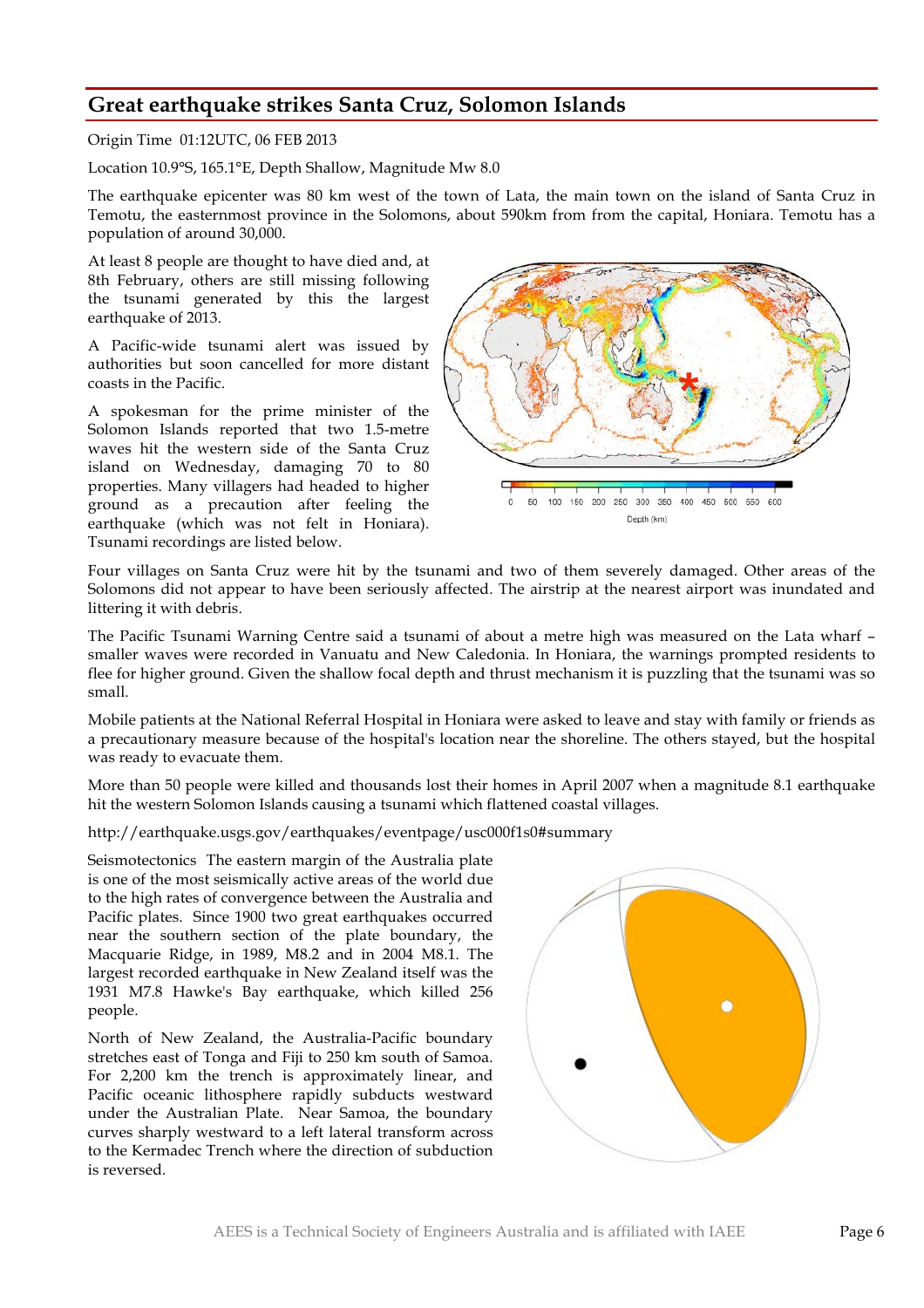## Great earthquake strikes Santa Cruz, Solomon Islands

Origin Time 01:12UTC, 06 FEB 2013

Location 10.9°S, 165.1°E, Depth Shallow, Magnitude Mw 8.0

The earthquake epicenter was 80 km west of the town of Lata, the main town on the island of Santa Cruz in Temotu, the easternmost province in the Solomons, about 590km from from the capital, Honiara. Temotu has a population of around 30,000.

At least 8 people are thought to have died and, at 8th February, others are still missing following the tsunami generated by this the largest earthquake of 2013.

A Pacific-wide tsunami alert was issued by authorities but soon cancelled for more distant coasts in the Pacific.

A spokesman for the prime minister of the Solomon Islands reported that two 1.5-metre waves hit the western side of the Santa Cruz island on Wednesday, damaging 70 to 80 properties. Many villagers had headed to higher ground as a precaution after feeling the earthquake (which was not felt in Honiara). Tsunami recordings are listed below.

Four villages on Santa Cruz were hit by the tsunami and two of them severely damaged. Other areas of the Solomons did not appear to have been seriously affected. The airstrip at the nearest airport was inundated and littering it with debris.

The Pacific Tsunami Warning Centre said a tsunami of about a metre high was measured on the Lata wharf – smaller waves were recorded in Vanuatu and New Caledonia. In Honiara, the warnings prompted residents to flee for higher ground. Given the shallow focal depth and thrust mechanism it is puzzling that the tsunami was so small.

Mobile patients at the National Referral Hospital in Honiara were asked to leave and stay with family or friends as a precautionary measure because of the hospital's location near the shoreline. The others stayed, but the hospital was ready to evacuate them.

More than 50 people were killed and thousands lost their homes in April 2007 when a magnitude 8.1 earthquake hit the western Solomon Islands causing a tsunami which flattened coastal villages.

http://earthquake.usgs.gov/earthquakes/eventpage/usc000f1s0#summary

Seismotectonics The eastern margin of the Australia plate is one of the most seismically active areas of the world due to the high rates of convergence between the Australia and Pacific plates. Since 1900 two great earthquakes occurred near the southern section of the plate boundary, the Macquarie Ridge, in 1989, M8.2 and in 2004 M8.1. The largest recorded earthquake in New Zealand itself was the 1931 M7.8 Hawke's Bay earthquake, which killed 256 people.

North of New Zealand, the Australia-Pacific boundary stretches east of Tonga and Fiji to 250 km south of Samoa. For 2,200 km the trench is approximately linear, and Pacific oceanic lithosphere rapidly subducts westward under the Australian Plate. Near Samoa, the boundary curves sharply westward to a left lateral transform across to the Kermadec Trench where the direction of subduction is reversed.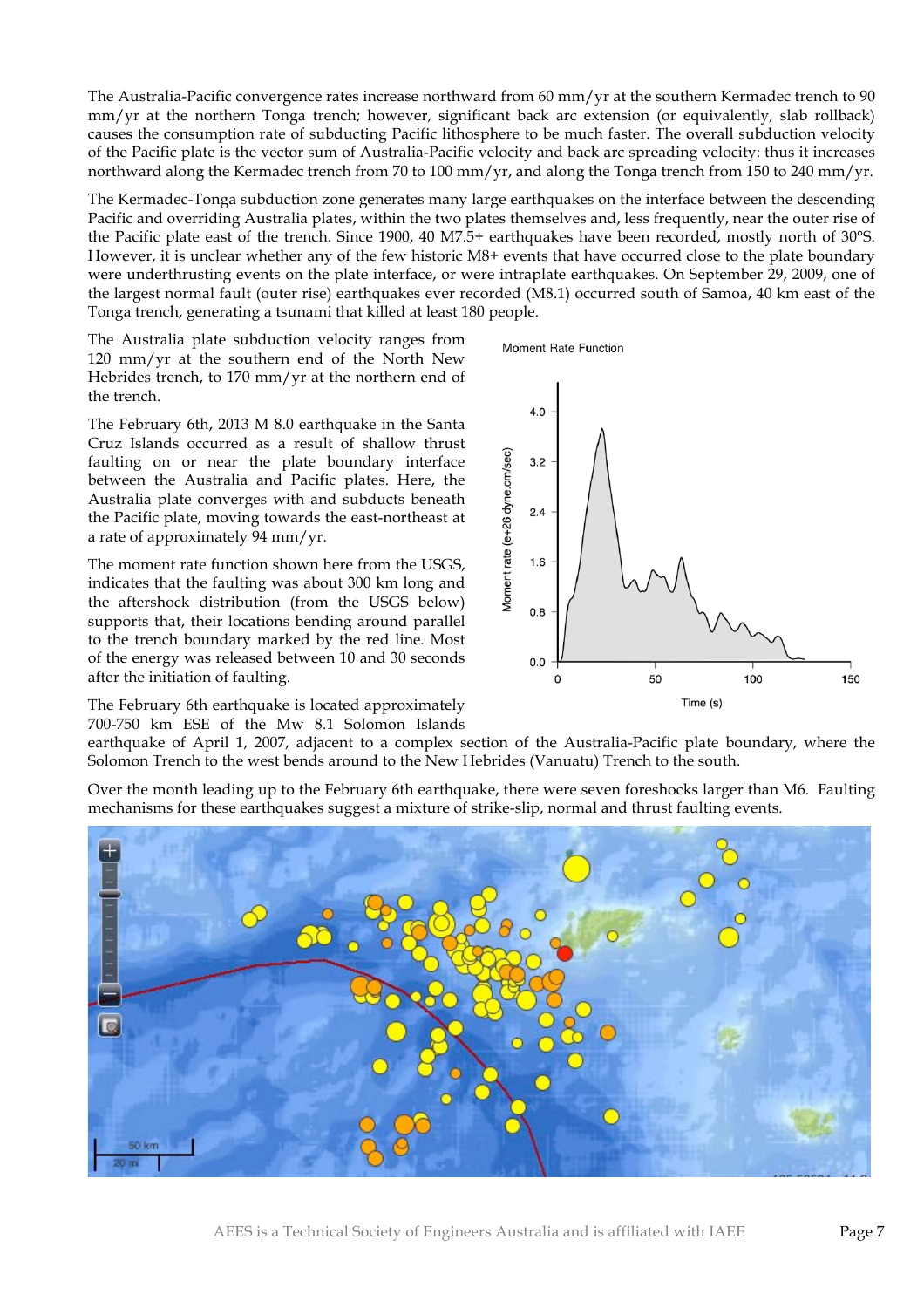The Australia-Pacific convergence rates increase northward from 60 mm/yr at the southern Kermadec trench to 90 mm/yr at the northern Tonga trench; however, significant back arc extension (or equivalently, slab rollback) causes the consumption rate of subducting Pacific lithosphere to be much faster. The overall subduction velocity of the Pacific plate is the vector sum of Australia-Pacific velocity and back arc spreading velocity: thus it increases northward along the Kermadec trench from 70 to 100 mm/yr, and along the Tonga trench from 150 to 240 mm/yr.

The Kermadec-Tonga subduction zone generates many large earthquakes on the interface between the descending Pacific and overriding Australia plates, within the two plates themselves and, less frequently, near the outer rise of the Pacific plate east of the trench. Since 1900, 40 M7.5+ earthquakes have been recorded, mostly north of 30°S. However, it is unclear whether any of the few historic M8+ events that have occurred close to the plate boundary were underthrusting events on the plate interface, or were intraplate earthquakes. On September 29, 2009, one of the largest normal fault (outer rise) earthquakes ever recorded (M8.1) occurred south of Samoa, 40 km east of the Tonga trench, generating a tsunami that killed at least 180 people.

The Australia plate subduction velocity ranges from 120 mm/yr at the southern end of the North New Hebrides trench, to 170 mm/yr at the northern end of the trench.

The February 6th, 2013 M 8.0 earthquake in the Santa Cruz Islands occurred as a result of shallow thrust faulting on or near the plate boundary interface between the Australia and Pacific plates. Here, the Australia plate converges with and subducts beneath the Pacific plate, moving towards the east-northeast at a rate of approximately 94 mm/yr.

The moment rate function shown here from the USGS, indicates that the faulting was about 300 km long and the aftershock distribution (from the USGS below) supports that, their locations bending around parallel to the trench boundary marked by the red line. Most of the energy was released between 10 and 30 seconds after the initiation of faulting.

The February 6th earthquake is located approximately 700-750 km ESE of the Mw 8.1 Solomon Islands earthquake of April 1, 2007, adjacent to a complex section of the Australia-Pacific plate boundary, where the Solomon Trench to the west bends around to the New Hebrides (Vanuatu) Trench to the south.

Over the month leading up to the February 6th earthquake, there were seven foreshocks larger than M6. Faulting mechanisms for these earthquakes suggest a mixture of strike-slip, normal and thrust faulting events.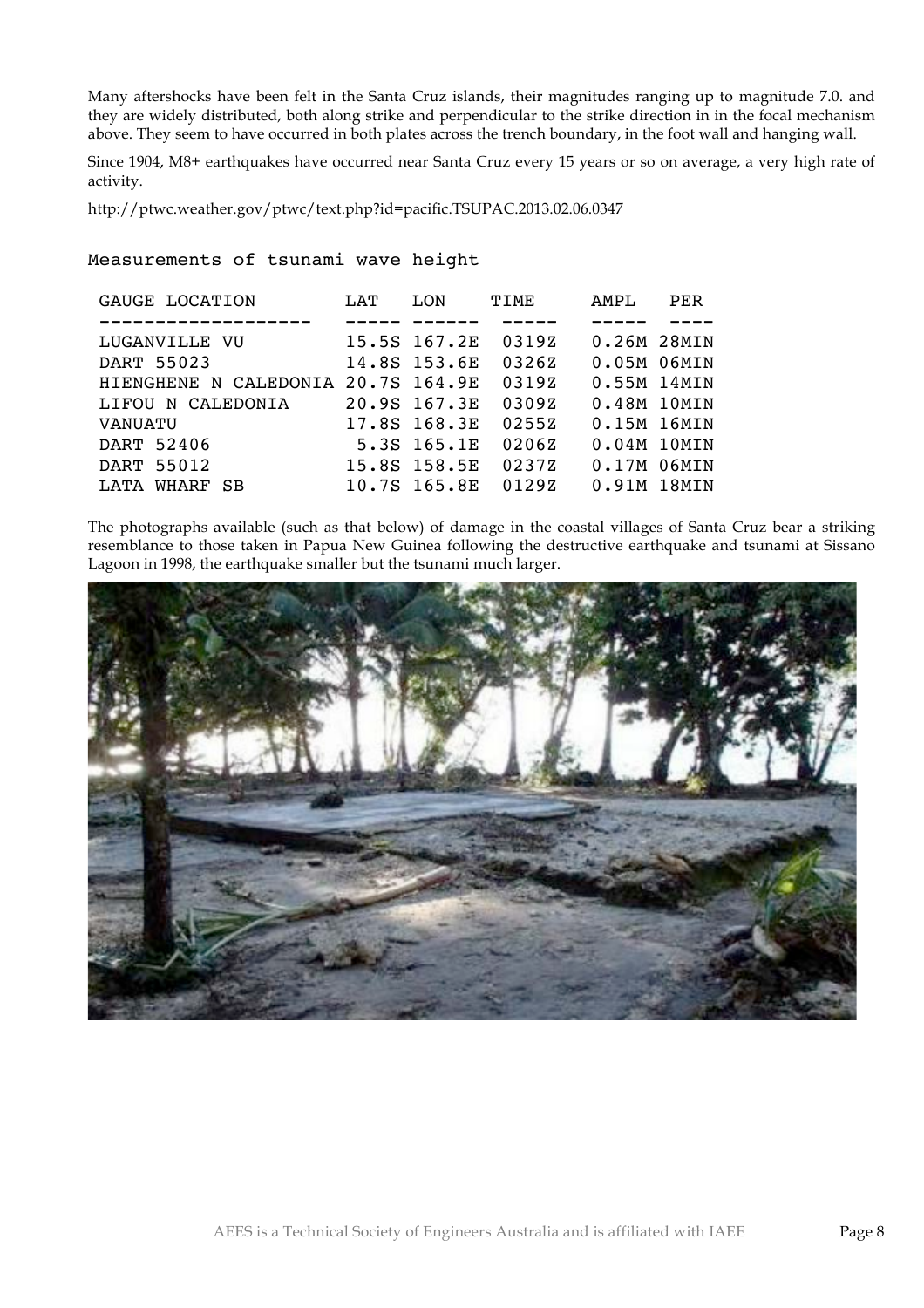Many aftershocks have been felt in the Santa Cruz islands, their magnitudes ranging up to magnitude 7.0. and they are widely distributed, both along strike and perpendicular to the strike direction in in the focal mechanism above. They seem to have occurred in both plates across the trench boundary, in the foot wall and hanging wall.

Since 1904, M8+ earthquakes have occurred near Santa Cruz every 15 years or so on average, a very high rate of activity.

http://ptwc.weather.gov/ptwc/text.php?id=pacific.TSUPAC.2013.02.06.0347

```
Measurements of tsunami wave height

 GAUGE LOCATION        LAT   LON     TIME     AMPL   PER
 -------------------   ----- ------  -----    -----  ----
 LUGANVILLE VU         15.5S 167.2E  0319Z    0.26M 28MIN
 DART 55023            14.8S 153.6E  0326Z    0.05M 06MIN
 HIENGHENE N CALEDONIA 20.7S 164.9E  0319Z    0.55M 14MIN
 LIFOU N CALEDONIA     20.9S 167.3E  0309Z    0.48M 10MIN
 VANUATU               17.8S 168.3E  0255Z    0.15M 16MIN
 DART 52406             5.3S 165.1E  0206Z    0.04M 10MIN
 DART 55012            15.8S 158.5E  0237Z    0.17M 06MIN
 LATA WHARF SB         10.7S 165.8E  0129Z    0.91M 18MIN
```

The photographs available (such as that below) of damage in the coastal villages of Santa Cruz bear a striking resemblance to those taken in Papua New Guinea following the destructive earthquake and tsunami at Sissano Lagoon in 1998, the earthquake smaller but the tsunami much larger.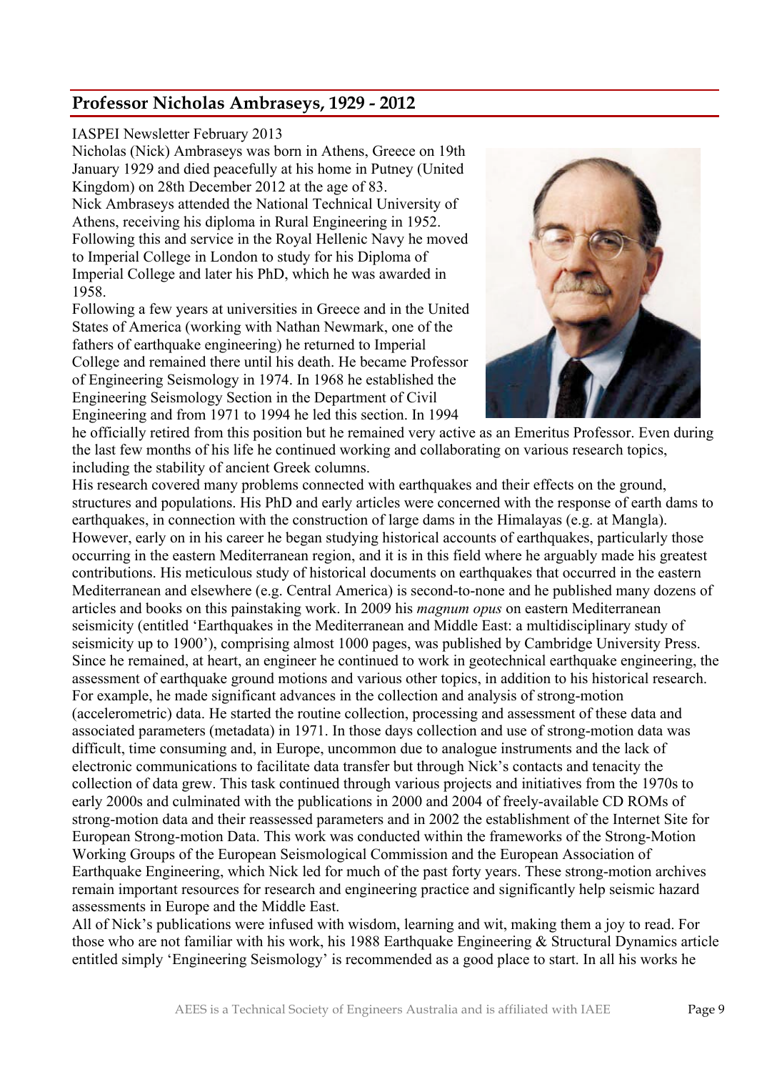## Professor Nicholas Ambraseys, 1929 - 2012

IASPEI Newsletter February 2013

Nicholas (Nick) Ambraseys was born in Athens, Greece on 19th January 1929 and died peacefully at his home in Putney (United Kingdom) on 28th December 2012 at the age of 83.

Nick Ambraseys attended the National Technical University of Athens, receiving his diploma in Rural Engineering in 1952. Following this and service in the Royal Hellenic Navy he moved to Imperial College in London to study for his Diploma of Imperial College and later his PhD, which he was awarded in 1958.

Following a few years at universities in Greece and in the United States of America (working with Nathan Newmark, one of the fathers of earthquake engineering) he returned to Imperial College and remained there until his death. He became Professor of Engineering Seismology in 1974. In 1968 he established the Engineering Seismology Section in the Department of Civil Engineering and from 1971 to 1994 he led this section. In 1994 he officially retired from this position but he remained very active as an Emeritus Professor. Even during the last few months of his life he continued working and collaborating on various research topics, including the stability of ancient Greek columns.

His research covered many problems connected with earthquakes and their effects on the ground, structures and populations. His PhD and early articles were concerned with the response of earth dams to earthquakes, in connection with the construction of large dams in the Himalayas (e.g. at Mangla). However, early on in his career he began studying historical accounts of earthquakes, particularly those occurring in the eastern Mediterranean region, and it is in this field where he arguably made his greatest contributions. His meticulous study of historical documents on earthquakes that occurred in the eastern Mediterranean and elsewhere (e.g. Central America) is second-to-none and he published many dozens of articles and books on this painstaking work. In 2009 his *magnum opus* on eastern Mediterranean seismicity (entitled 'Earthquakes in the Mediterranean and Middle East: a multidisciplinary study of seismicity up to 1900'), comprising almost 1000 pages, was published by Cambridge University Press. Since he remained, at heart, an engineer he continued to work in geotechnical earthquake engineering, the assessment of earthquake ground motions and various other topics, in addition to his historical research. For example, he made significant advances in the collection and analysis of strong-motion (accelerometric) data. He started the routine collection, processing and assessment of these data and associated parameters (metadata) in 1971. In those days collection and use of strong-motion data was difficult, time consuming and, in Europe, uncommon due to analogue instruments and the lack of electronic communications to facilitate data transfer but through Nick's contacts and tenacity the collection of data grew. This task continued through various projects and initiatives from the 1970s to early 2000s and culminated with the publications in 2000 and 2004 of freely-available CD ROMs of strong-motion data and their reassessed parameters and in 2002 the establishment of the Internet Site for European Strong-motion Data. This work was conducted within the frameworks of the Strong-Motion Working Groups of the European Seismological Commission and the European Association of Earthquake Engineering, which Nick led for much of the past forty years. These strong-motion archives remain important resources for research and engineering practice and significantly help seismic hazard assessments in Europe and the Middle East.

All of Nick's publications were infused with wisdom, learning and wit, making them a joy to read. For those who are not familiar with his work, his 1988 Earthquake Engineering & Structural Dynamics article entitled simply 'Engineering Seismology' is recommended as a good place to start. In all his works he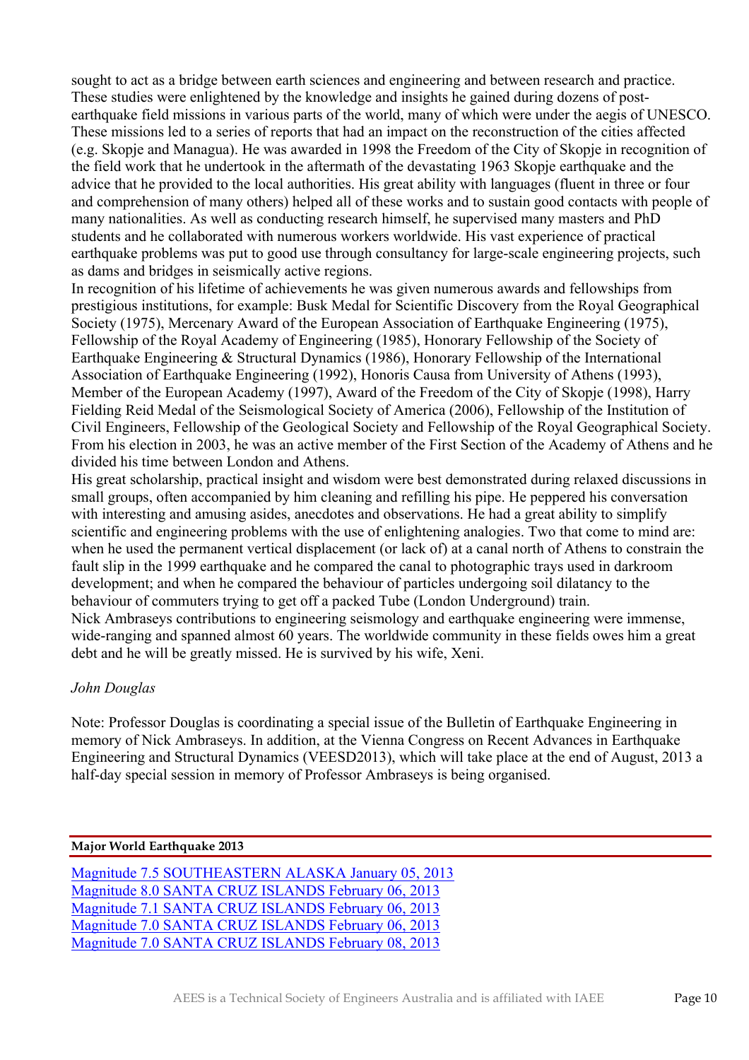sought to act as a bridge between earth sciences and engineering and between research and practice. These studies were enlightened by the knowledge and insights he gained during dozens of post-earthquake field missions in various parts of the world, many of which were under the aegis of UNESCO. These missions led to a series of reports that had an impact on the reconstruction of the cities affected (e.g. Skopje and Managua). He was awarded in 1998 the Freedom of the City of Skopje in recognition of the field work that he undertook in the aftermath of the devastating 1963 Skopje earthquake and the advice that he provided to the local authorities. His great ability with languages (fluent in three or four and comprehension of many others) helped all of these works and to sustain good contacts with people of many nationalities. As well as conducting research himself, he supervised many masters and PhD students and he collaborated with numerous workers worldwide. His vast experience of practical earthquake problems was put to good use through consultancy for large-scale engineering projects, such as dams and bridges in seismically active regions.

In recognition of his lifetime of achievements he was given numerous awards and fellowships from prestigious institutions, for example: Busk Medal for Scientific Discovery from the Royal Geographical Society (1975), Mercenary Award of the European Association of Earthquake Engineering (1975), Fellowship of the Royal Academy of Engineering (1985), Honorary Fellowship of the Society of Earthquake Engineering & Structural Dynamics (1986), Honorary Fellowship of the International Association of Earthquake Engineering (1992), Honoris Causa from University of Athens (1993), Member of the European Academy (1997), Award of the Freedom of the City of Skopje (1998), Harry Fielding Reid Medal of the Seismological Society of America (2006), Fellowship of the Institution of Civil Engineers, Fellowship of the Geological Society and Fellowship of the Royal Geographical Society. From his election in 2003, he was an active member of the First Section of the Academy of Athens and he divided his time between London and Athens.

His great scholarship, practical insight and wisdom were best demonstrated during relaxed discussions in small groups, often accompanied by him cleaning and refilling his pipe. He peppered his conversation with interesting and amusing asides, anecdotes and observations. He had a great ability to simplify scientific and engineering problems with the use of enlightening analogies. Two that come to mind are: when he used the permanent vertical displacement (or lack of) at a canal north of Athens to constrain the fault slip in the 1999 earthquake and he compared the canal to photographic trays used in darkroom development; and when he compared the behaviour of particles undergoing soil dilatancy to the behaviour of commuters trying to get off a packed Tube (London Underground) train.

Nick Ambraseys contributions to engineering seismology and earthquake engineering were immense, wide-ranging and spanned almost 60 years. The worldwide community in these fields owes him a great debt and he will be greatly missed. He is survived by his wife, Xeni.

*John Douglas*

Note: Professor Douglas is coordinating a special issue of the Bulletin of Earthquake Engineering in memory of Nick Ambraseys. In addition, at the Vienna Congress on Recent Advances in Earthquake Engineering and Structural Dynamics (VEESD2013), which will take place at the end of August, 2013 a half-day special session in memory of Professor Ambraseys is being organised.

**Major World Earthquake 2013**

Magnitude 7.5 SOUTHEASTERN ALASKA January 05, 2013
Magnitude 8.0 SANTA CRUZ ISLANDS February 06, 2013
Magnitude 7.1 SANTA CRUZ ISLANDS February 06, 2013
Magnitude 7.0 SANTA CRUZ ISLANDS February 06, 2013
Magnitude 7.0 SANTA CRUZ ISLANDS February 08, 2013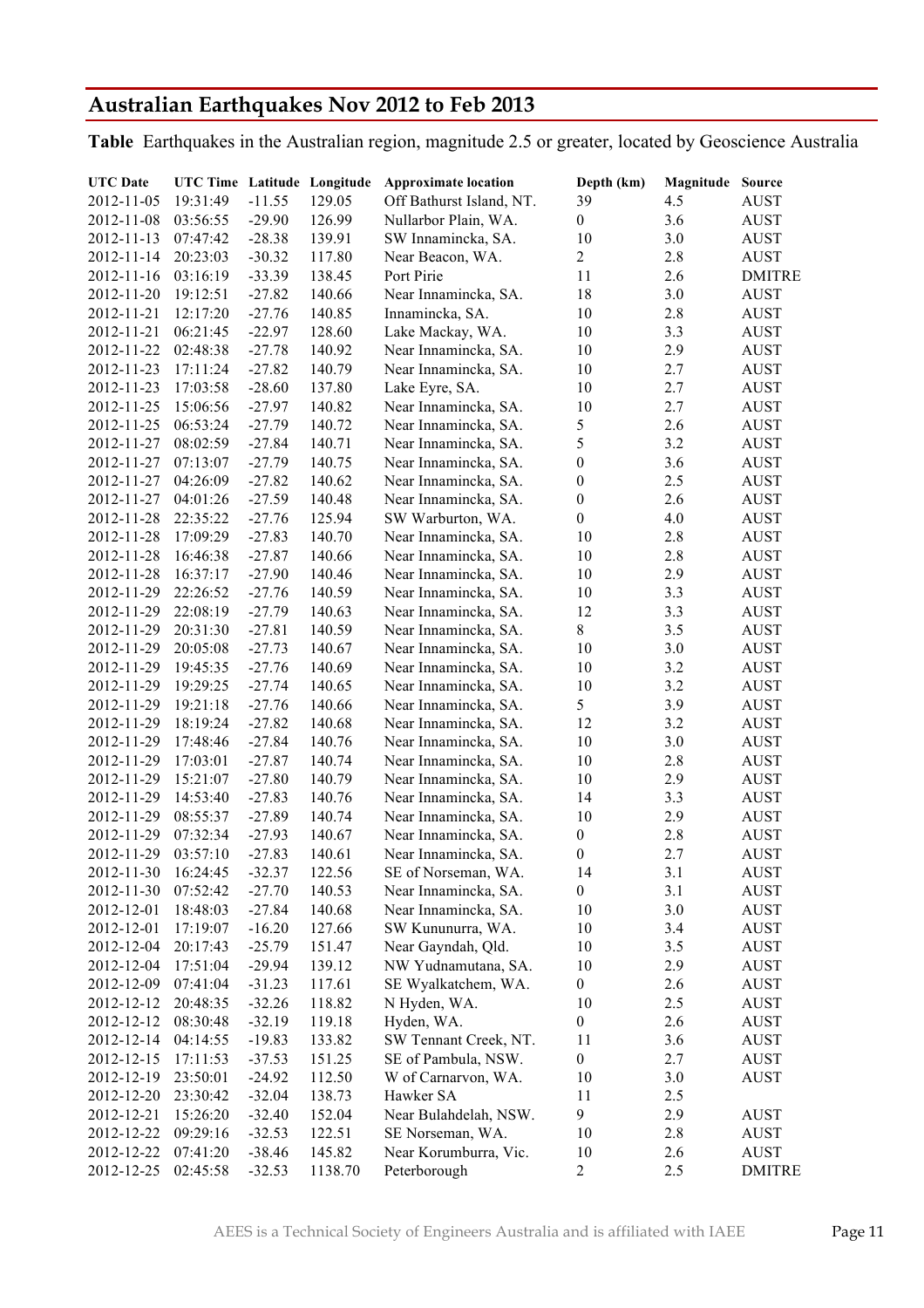# Australian Earthquakes Nov 2012 to Feb 2013

**Table** Earthquakes in the Australian region, magnitude 2.5 or greater, located by Geoscience Australia

| UTC Date | UTC Time | Latitude | Longitude | Approximate location | Depth (km) | Magnitude | Source |
|---|---|---|---|---|---|---|---|
| 2012-11-05 | 19:31:49 | -11.55 | 129.05 | Off Bathurst Island, NT. | 39 | 4.5 | AUST |
| 2012-11-08 | 03:56:55 | -29.90 | 126.99 | Nullarbor Plain, WA. | 0 | 3.6 | AUST |
| 2012-11-13 | 07:47:42 | -28.38 | 139.91 | SW Innamincka, SA. | 10 | 3.0 | AUST |
| 2012-11-14 | 20:23:03 | -30.32 | 117.80 | Near Beacon, WA. | 2 | 2.8 | AUST |
| 2012-11-16 | 03:16:19 | -33.39 | 138.45 | Port Pirie | 11 | 2.6 | DMITRE |
| 2012-11-20 | 19:12:51 | -27.82 | 140.66 | Near Innamincka, SA. | 18 | 3.0 | AUST |
| 2012-11-21 | 12:17:20 | -27.76 | 140.85 | Innamincka, SA. | 10 | 2.8 | AUST |
| 2012-11-21 | 06:21:45 | -22.97 | 128.60 | Lake Mackay, WA. | 10 | 3.3 | AUST |
| 2012-11-22 | 02:48:38 | -27.78 | 140.92 | Near Innamincka, SA. | 10 | 2.9 | AUST |
| 2012-11-23 | 17:11:24 | -27.82 | 140.79 | Near Innamincka, SA. | 10 | 2.7 | AUST |
| 2012-11-23 | 17:03:58 | -28.60 | 137.80 | Lake Eyre, SA. | 10 | 2.7 | AUST |
| 2012-11-25 | 15:06:56 | -27.97 | 140.82 | Near Innamincka, SA. | 10 | 2.7 | AUST |
| 2012-11-25 | 06:53:24 | -27.79 | 140.72 | Near Innamincka, SA. | 5 | 2.6 | AUST |
| 2012-11-27 | 08:02:59 | -27.84 | 140.71 | Near Innamincka, SA. | 5 | 3.2 | AUST |
| 2012-11-27 | 07:13:07 | -27.79 | 140.75 | Near Innamincka, SA. | 0 | 3.6 | AUST |
| 2012-11-27 | 04:26:09 | -27.82 | 140.62 | Near Innamincka, SA. | 0 | 2.5 | AUST |
| 2012-11-27 | 04:01:26 | -27.59 | 140.48 | Near Innamincka, SA. | 0 | 2.6 | AUST |
| 2012-11-28 | 22:35:22 | -27.76 | 125.94 | SW Warburton, WA. | 0 | 4.0 | AUST |
| 2012-11-28 | 17:09:29 | -27.83 | 140.70 | Near Innamincka, SA. | 10 | 2.8 | AUST |
| 2012-11-28 | 16:46:38 | -27.87 | 140.66 | Near Innamincka, SA. | 10 | 2.8 | AUST |
| 2012-11-28 | 16:37:17 | -27.90 | 140.46 | Near Innamincka, SA. | 10 | 2.9 | AUST |
| 2012-11-29 | 22:26:52 | -27.76 | 140.59 | Near Innamincka, SA. | 10 | 3.3 | AUST |
| 2012-11-29 | 22:08:19 | -27.79 | 140.63 | Near Innamincka, SA. | 12 | 3.3 | AUST |
| 2012-11-29 | 20:31:30 | -27.81 | 140.59 | Near Innamincka, SA. | 8 | 3.5 | AUST |
| 2012-11-29 | 20:05:08 | -27.73 | 140.67 | Near Innamincka, SA. | 10 | 3.0 | AUST |
| 2012-11-29 | 19:45:35 | -27.76 | 140.69 | Near Innamincka, SA. | 10 | 3.2 | AUST |
| 2012-11-29 | 19:29:25 | -27.74 | 140.65 | Near Innamincka, SA. | 10 | 3.2 | AUST |
| 2012-11-29 | 19:21:18 | -27.76 | 140.66 | Near Innamincka, SA. | 5 | 3.9 | AUST |
| 2012-11-29 | 18:19:24 | -27.82 | 140.68 | Near Innamincka, SA. | 12 | 3.2 | AUST |
| 2012-11-29 | 17:48:46 | -27.84 | 140.76 | Near Innamincka, SA. | 10 | 3.0 | AUST |
| 2012-11-29 | 17:03:01 | -27.87 | 140.74 | Near Innamincka, SA. | 10 | 2.8 | AUST |
| 2012-11-29 | 15:21:07 | -27.80 | 140.79 | Near Innamincka, SA. | 10 | 2.9 | AUST |
| 2012-11-29 | 14:53:40 | -27.83 | 140.76 | Near Innamincka, SA. | 14 | 3.3 | AUST |
| 2012-11-29 | 08:55:37 | -27.89 | 140.74 | Near Innamincka, SA. | 10 | 2.9 | AUST |
| 2012-11-29 | 07:32:34 | -27.93 | 140.67 | Near Innamincka, SA. | 0 | 2.8 | AUST |
| 2012-11-29 | 03:57:10 | -27.83 | 140.61 | Near Innamincka, SA. | 0 | 2.7 | AUST |
| 2012-11-30 | 16:24:45 | -32.37 | 122.56 | SE of Norseman, WA. | 14 | 3.1 | AUST |
| 2012-11-30 | 07:52:42 | -27.70 | 140.53 | Near Innamincka, SA. | 0 | 3.1 | AUST |
| 2012-12-01 | 18:48:03 | -27.84 | 140.68 | Near Innamincka, SA. | 10 | 3.0 | AUST |
| 2012-12-01 | 17:19:07 | -16.20 | 127.66 | SW Kununurra, WA. | 10 | 3.4 | AUST |
| 2012-12-04 | 20:17:43 | -25.79 | 151.47 | Near Gayndah, Qld. | 10 | 3.5 | AUST |
| 2012-12-04 | 17:51:04 | -29.94 | 139.12 | NW Yudnamutana, SA. | 10 | 2.9 | AUST |
| 2012-12-09 | 07:41:04 | -31.23 | 117.61 | SE Wyalkatchem, WA. | 0 | 2.6 | AUST |
| 2012-12-12 | 20:48:35 | -32.26 | 118.82 | N Hyden, WA. | 10 | 2.5 | AUST |
| 2012-12-12 | 08:30:48 | -32.19 | 119.18 | Hyden, WA. | 0 | 2.6 | AUST |
| 2012-12-14 | 04:14:55 | -19.83 | 133.82 | SW Tennant Creek, NT. | 11 | 3.6 | AUST |
| 2012-12-15 | 17:11:53 | -37.53 | 151.25 | SE of Pambula, NSW. | 0 | 2.7 | AUST |
| 2012-12-19 | 23:50:01 | -24.92 | 112.50 | W of Carnarvon, WA. | 10 | 3.0 | AUST |
| 2012-12-20 | 23:30:42 | -32.04 | 138.73 | Hawker SA | 11 | 2.5 | |
| 2012-12-21 | 15:26:20 | -32.40 | 152.04 | Near Bulahdelah, NSW. | 9 | 2.9 | AUST |
| 2012-12-22 | 09:29:16 | -32.53 | 122.51 | SE Norseman, WA. | 10 | 2.8 | AUST |
| 2012-12-22 | 07:41:20 | -38.46 | 145.82 | Near Korumburra, Vic. | 10 | 2.6 | AUST |
| 2012-12-25 | 02:45:58 | -32.53 | 1138.70 | Peterborough | 2 | 2.5 | DMITRE |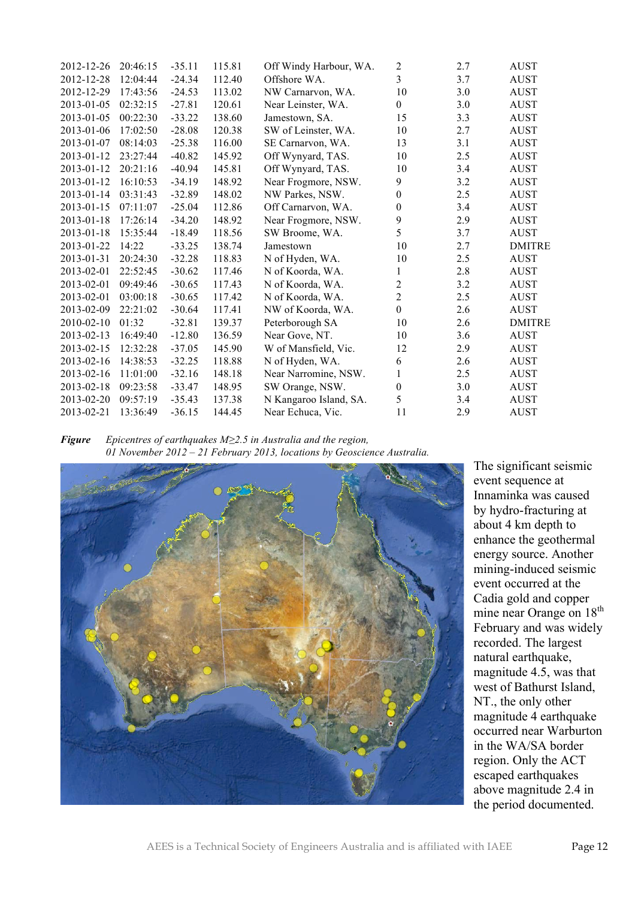| | | | | | | | |
|---|---|---|---|---|---|---|---|
| 2012-12-26 | 20:46:15 | -35.11 | 115.81 | Off Windy Harbour, WA. | 2 | 2.7 | AUST |
| 2012-12-28 | 12:04:44 | -24.34 | 112.40 | Offshore WA. | 3 | 3.7 | AUST |
| 2012-12-29 | 17:43:56 | -24.53 | 113.02 | NW Carnarvon, WA. | 10 | 3.0 | AUST |
| 2013-01-05 | 02:32:15 | -27.81 | 120.61 | Near Leinster, WA. | 0 | 3.0 | AUST |
| 2013-01-05 | 00:22:30 | -33.22 | 138.60 | Jamestown, SA. | 15 | 3.3 | AUST |
| 2013-01-06 | 17:02:50 | -28.08 | 120.38 | SW of Leinster, WA. | 10 | 2.7 | AUST |
| 2013-01-07 | 08:14:03 | -25.38 | 116.00 | SE Carnarvon, WA. | 13 | 3.1 | AUST |
| 2013-01-12 | 23:27:44 | -40.82 | 145.92 | Off Wynyard, TAS. | 10 | 2.5 | AUST |
| 2013-01-12 | 20:21:16 | -40.94 | 145.81 | Off Wynyard, TAS. | 10 | 3.4 | AUST |
| 2013-01-12 | 16:10:53 | -34.19 | 148.92 | Near Frogmore, NSW. | 9 | 3.2 | AUST |
| 2013-01-14 | 03:31:43 | -32.89 | 148.02 | NW Parkes, NSW. | 0 | 2.5 | AUST |
| 2013-01-15 | 07:11:07 | -25.04 | 112.86 | Off Carnarvon, WA. | 0 | 3.4 | AUST |
| 2013-01-18 | 17:26:14 | -34.20 | 148.92 | Near Frogmore, NSW. | 9 | 2.9 | AUST |
| 2013-01-18 | 15:35:44 | -18.49 | 118.56 | SW Broome, WA. | 5 | 3.7 | AUST |
| 2013-01-22 | 14:22 | -33.25 | 138.74 | Jamestown | 10 | 2.7 | DMITRE |
| 2013-01-31 | 20:24:30 | -32.28 | 118.83 | N of Hyden, WA. | 10 | 2.5 | AUST |
| 2013-02-01 | 22:52:45 | -30.62 | 117.46 | N of Koorda, WA. | 1 | 2.8 | AUST |
| 2013-02-01 | 09:49:46 | -30.65 | 117.43 | N of Koorda, WA. | 2 | 3.2 | AUST |
| 2013-02-01 | 03:00:18 | -30.65 | 117.42 | N of Koorda, WA. | 2 | 2.5 | AUST |
| 2013-02-09 | 22:21:02 | -30.64 | 117.41 | NW of Koorda, WA. | 0 | 2.6 | AUST |
| 2010-02-10 | 01:32 | -32.81 | 139.37 | Peterborough SA | 10 | 2.6 | DMITRE |
| 2013-02-13 | 16:49:40 | -12.80 | 136.59 | Near Gove, NT. | 10 | 3.6 | AUST |
| 2013-02-15 | 12:32:28 | -37.05 | 145.90 | W of Mansfield, Vic. | 12 | 2.9 | AUST |
| 2013-02-16 | 14:38:53 | -32.25 | 118.88 | N of Hyden, WA. | 6 | 2.6 | AUST |
| 2013-02-16 | 11:01:00 | -32.16 | 148.18 | Near Narromine, NSW. | 1 | 2.5 | AUST |
| 2013-02-18 | 09:23:58 | -33.47 | 148.95 | SW Orange, NSW. | 0 | 3.0 | AUST |
| 2013-02-20 | 09:57:19 | -35.43 | 137.38 | N Kangaroo Island, SA. | 5 | 3.4 | AUST |
| 2013-02-21 | 13:36:49 | -36.15 | 144.45 | Near Echuca, Vic. | 11 | 2.9 | AUST |

***Figure*** *Epicentres of earthquakes M≥2.5 in Australia and the region, 01 November 2012 – 21 February 2013, locations by Geoscience Australia.*

The significant seismic event sequence at Innaminka was caused by hydro-fracturing at about 4 km depth to enhance the geothermal energy source. Another mining-induced seismic event occurred at the Cadia gold and copper mine near Orange on 18th February and was widely recorded. The largest natural earthquake, magnitude 4.5, was that west of Bathurst Island, NT., the only other magnitude 4 earthquake occurred near Warburton in the WA/SA border region. Only the ACT escaped earthquakes above magnitude 2.4 in the period documented.